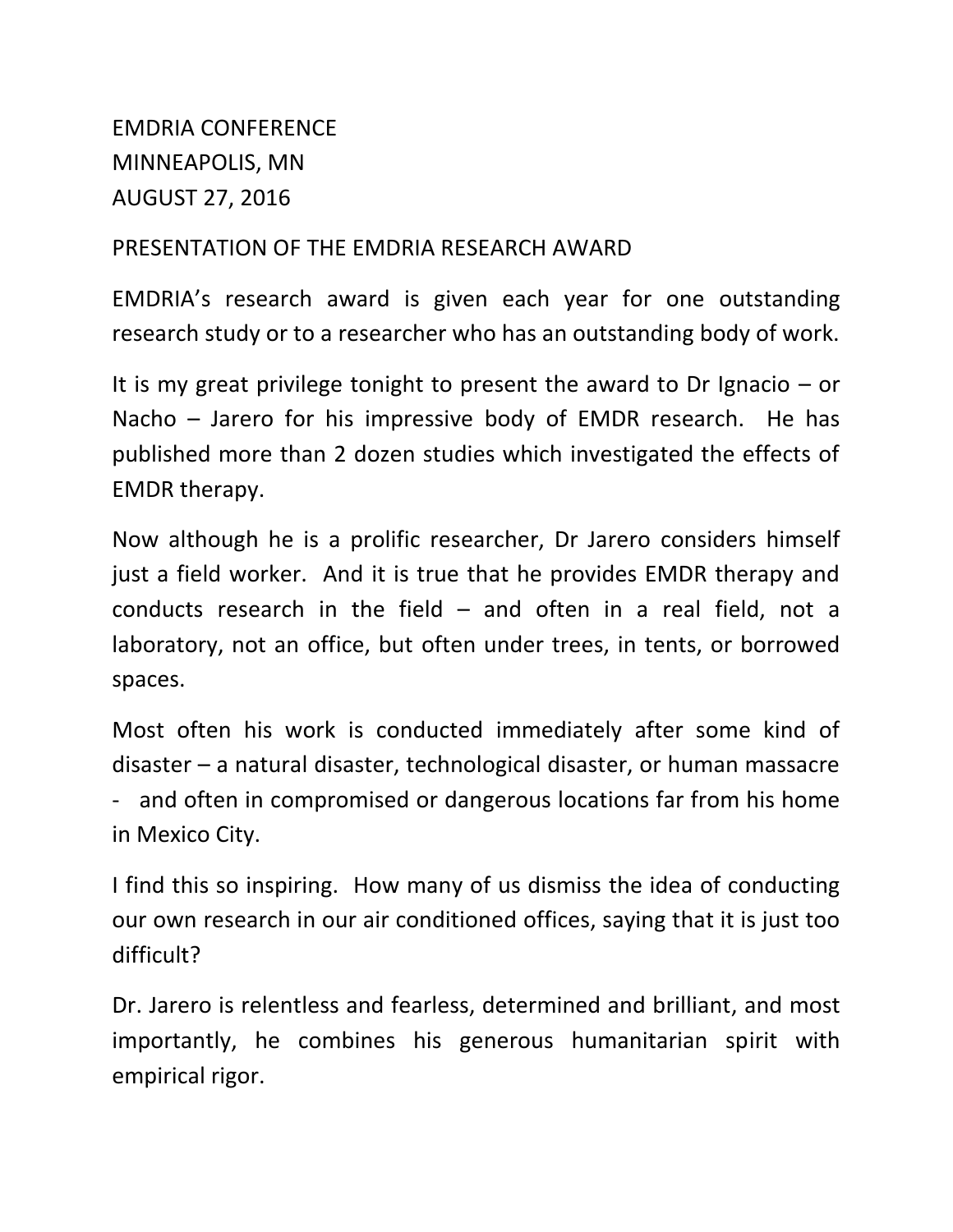EMDRIA CONFERENCE
MINNEAPOLIS, MN
AUGUST 27, 2016

PRESENTATION OF THE EMDRIA RESEARCH AWARD

EMDRIA's research award is given each year for one outstanding research study or to a researcher who has an outstanding body of work.

It is my great privilege tonight to present the award to Dr Ignacio – or Nacho – Jarero for his impressive body of EMDR research. He has published more than 2 dozen studies which investigated the effects of EMDR therapy.

Now although he is a prolific researcher, Dr Jarero considers himself just a field worker. And it is true that he provides EMDR therapy and conducts research in the field – and often in a real field, not a laboratory, not an office, but often under trees, in tents, or borrowed spaces.

Most often his work is conducted immediately after some kind of disaster – a natural disaster, technological disaster, or human massacre - and often in compromised or dangerous locations far from his home in Mexico City.

I find this so inspiring. How many of us dismiss the idea of conducting our own research in our air conditioned offices, saying that it is just too difficult?

Dr. Jarero is relentless and fearless, determined and brilliant, and most importantly, he combines his generous humanitarian spirit with empirical rigor.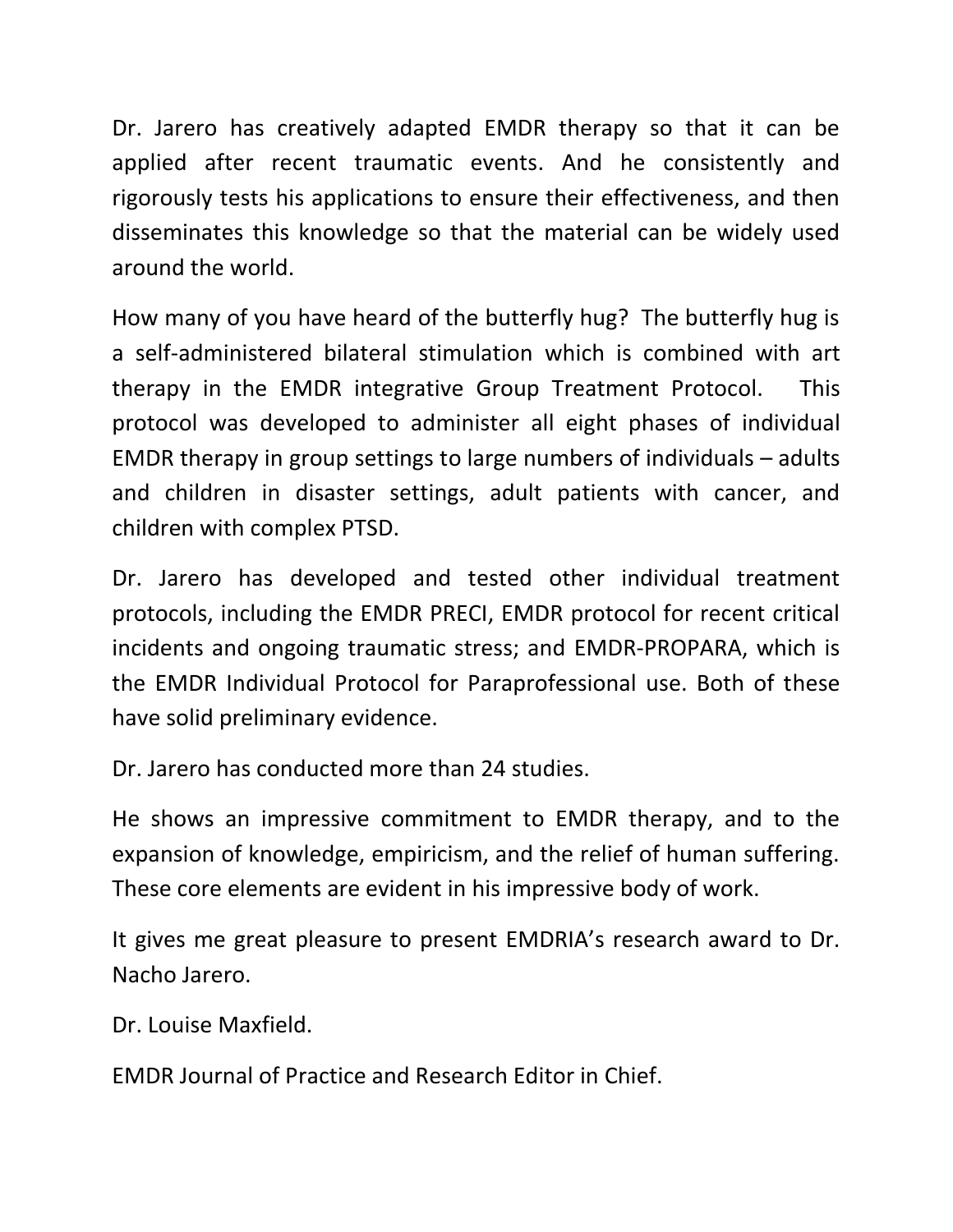Dr. Jarero has creatively adapted EMDR therapy so that it can be applied after recent traumatic events. And he consistently and rigorously tests his applications to ensure their effectiveness, and then disseminates this knowledge so that the material can be widely used around the world.

How many of you have heard of the butterfly hug? The butterfly hug is a self-administered bilateral stimulation which is combined with art therapy in the EMDR integrative Group Treatment Protocol. This protocol was developed to administer all eight phases of individual EMDR therapy in group settings to large numbers of individuals – adults and children in disaster settings, adult patients with cancer, and children with complex PTSD.

Dr. Jarero has developed and tested other individual treatment protocols, including the EMDR PRECI, EMDR protocol for recent critical incidents and ongoing traumatic stress; and EMDR-PROPARA, which is the EMDR Individual Protocol for Paraprofessional use. Both of these have solid preliminary evidence.

Dr. Jarero has conducted more than 24 studies.

He shows an impressive commitment to EMDR therapy, and to the expansion of knowledge, empiricism, and the relief of human suffering. These core elements are evident in his impressive body of work.

It gives me great pleasure to present EMDRIA's research award to Dr. Nacho Jarero.

Dr. Louise Maxfield.

EMDR Journal of Practice and Research Editor in Chief.